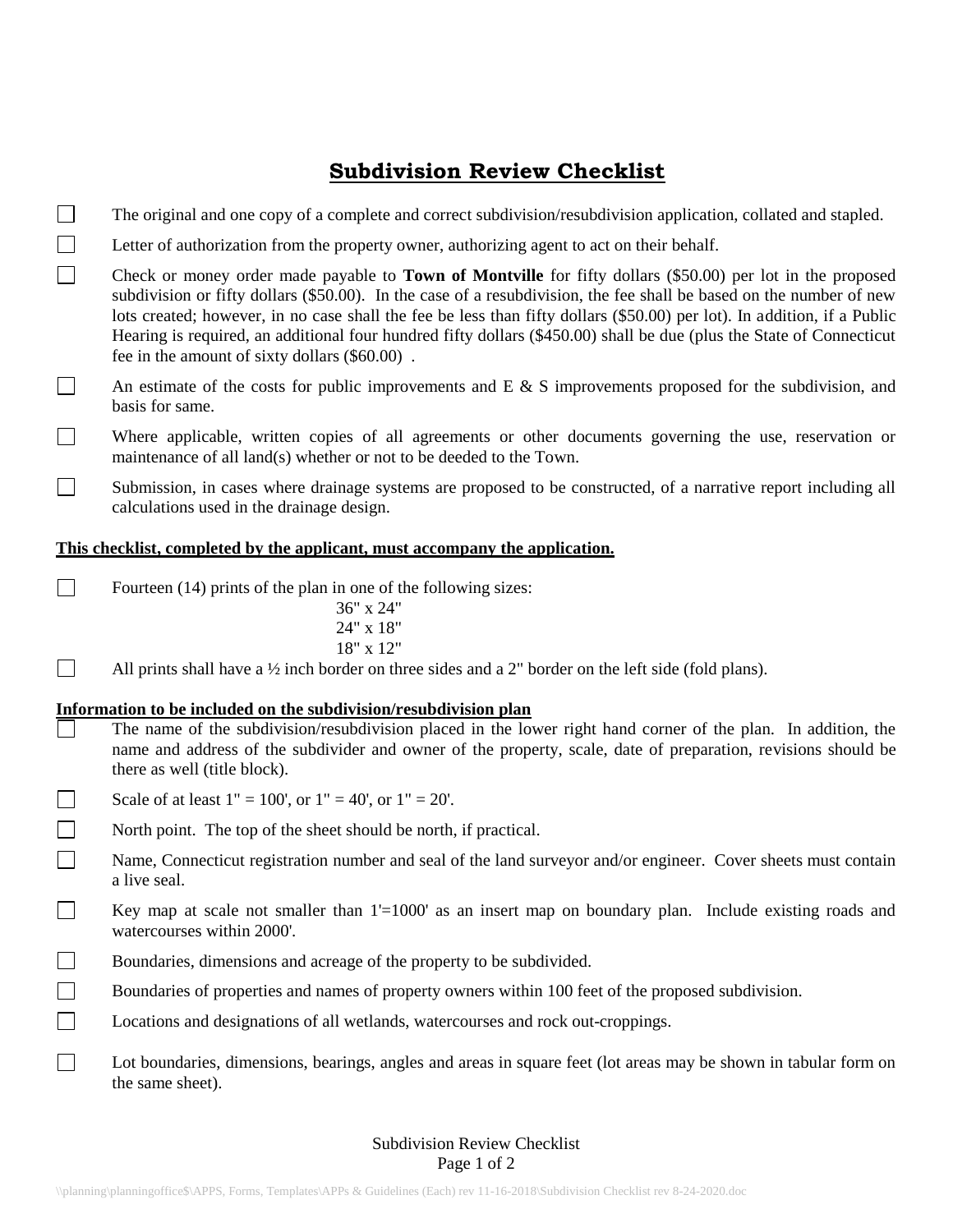# Subdivision Review Checklist

- [ ] The original and one copy of a complete and correct subdivision/resubdivision application, collated and stapled.
- [ ] Letter of authorization from the property owner, authorizing agent to act on their behalf.
- [ ] Check or money order made payable to **Town of Montville** for fifty dollars ($50.00) per lot in the proposed subdivision or fifty dollars ($50.00). In the case of a resubdivision, the fee shall be based on the number of new lots created; however, in no case shall the fee be less than fifty dollars ($50.00) per lot). In addition, if a Public Hearing is required, an additional four hundred fifty dollars ($450.00) shall be due (plus the State of Connecticut fee in the amount of sixty dollars ($60.00) .
- [ ] An estimate of the costs for public improvements and E & S improvements proposed for the subdivision, and basis for same.
- [ ] Where applicable, written copies of all agreements or other documents governing the use, reservation or maintenance of all land(s) whether or not to be deeded to the Town.
- [ ] Submission, in cases where drainage systems are proposed to be constructed, of a narrative report including all calculations used in the drainage design.

**<u>This checklist, completed by the applicant, must accompany the application.</u>**

- [ ] Fourteen (14) prints of the plan in one of the following sizes:
  - 36" x 24"
  - 24" x 18"
  - 18" x 12"
- [ ] All prints shall have a ½ inch border on three sides and a 2" border on the left side (fold plans).

**<u>Information to be included on the subdivision/resubdivision plan</u>**

- [ ] The name of the subdivision/resubdivision placed in the lower right hand corner of the plan. In addition, the name and address of the subdivider and owner of the property, scale, date of preparation, revisions should be there as well (title block).
- [ ] Scale of at least 1" = 100', or 1" = 40', or 1" = 20'.
- [ ] North point. The top of the sheet should be north, if practical.
- [ ] Name, Connecticut registration number and seal of the land surveyor and/or engineer. Cover sheets must contain a live seal.
- [ ] Key map at scale not smaller than 1'=1000' as an insert map on boundary plan. Include existing roads and watercourses within 2000'.
- [ ] Boundaries, dimensions and acreage of the property to be subdivided.
- [ ] Boundaries of properties and names of property owners within 100 feet of the proposed subdivision.
- [ ] Locations and designations of all wetlands, watercourses and rock out-croppings.
- [ ] Lot boundaries, dimensions, bearings, angles and areas in square feet (lot areas may be shown in tabular form on the same sheet).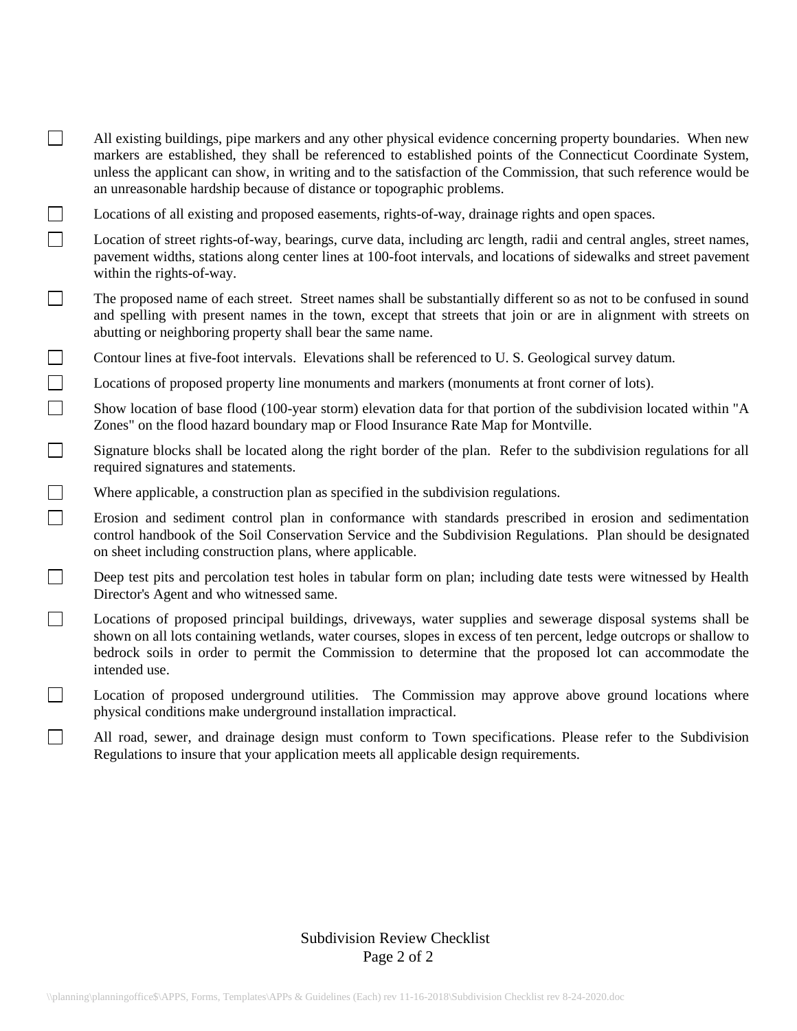- [ ] All existing buildings, pipe markers and any other physical evidence concerning property boundaries. When new markers are established, they shall be referenced to established points of the Connecticut Coordinate System, unless the applicant can show, in writing and to the satisfaction of the Commission, that such reference would be an unreasonable hardship because of distance or topographic problems.
- [ ] Locations of all existing and proposed easements, rights-of-way, drainage rights and open spaces.
- [ ] Location of street rights-of-way, bearings, curve data, including arc length, radii and central angles, street names, pavement widths, stations along center lines at 100-foot intervals, and locations of sidewalks and street pavement within the rights-of-way.
- [ ] The proposed name of each street. Street names shall be substantially different so as not to be confused in sound and spelling with present names in the town, except that streets that join or are in alignment with streets on abutting or neighboring property shall bear the same name.
- [ ] Contour lines at five-foot intervals. Elevations shall be referenced to U. S. Geological survey datum.
- [ ] Locations of proposed property line monuments and markers (monuments at front corner of lots).
- [ ] Show location of base flood (100-year storm) elevation data for that portion of the subdivision located within "A Zones" on the flood hazard boundary map or Flood Insurance Rate Map for Montville.
- [ ] Signature blocks shall be located along the right border of the plan. Refer to the subdivision regulations for all required signatures and statements.
- [ ] Where applicable, a construction plan as specified in the subdivision regulations.
- [ ] Erosion and sediment control plan in conformance with standards prescribed in erosion and sedimentation control handbook of the Soil Conservation Service and the Subdivision Regulations. Plan should be designated on sheet including construction plans, where applicable.
- [ ] Deep test pits and percolation test holes in tabular form on plan; including date tests were witnessed by Health Director's Agent and who witnessed same.
- [ ] Locations of proposed principal buildings, driveways, water supplies and sewerage disposal systems shall be shown on all lots containing wetlands, water courses, slopes in excess of ten percent, ledge outcrops or shallow to bedrock soils in order to permit the Commission to determine that the proposed lot can accommodate the intended use.
- [ ] Location of proposed underground utilities. The Commission may approve above ground locations where physical conditions make underground installation impractical.
- [ ] All road, sewer, and drainage design must conform to Town specifications. Please refer to the Subdivision Regulations to insure that your application meets all applicable design requirements.